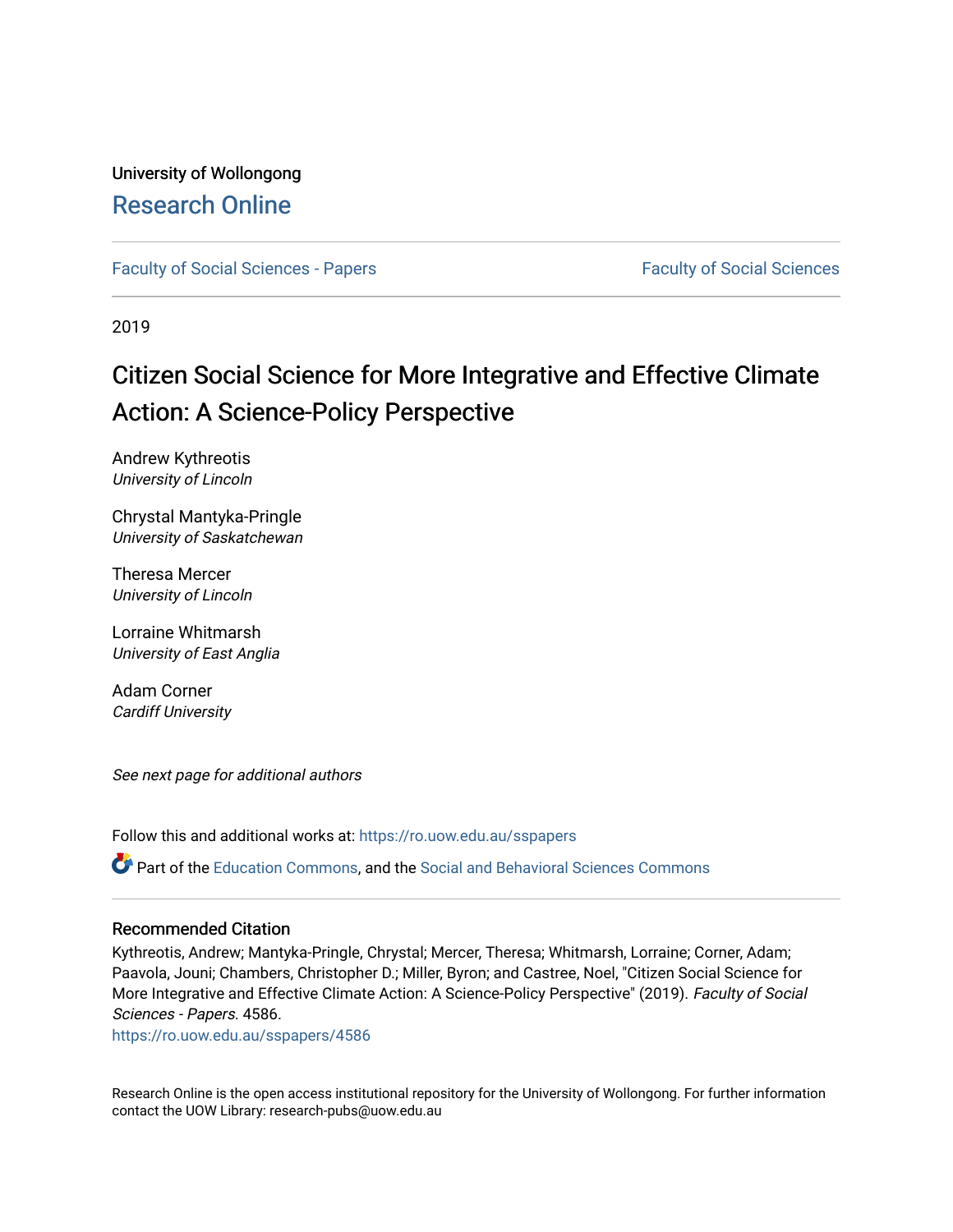University of Wollongong

# Research Online

Faculty of Social Sciences - Papers

Faculty of Social Sciences

2019

# Citizen Social Science for More Integrative and Effective Climate Action: A Science-Policy Perspective

Andrew Kythreotis
*University of Lincoln*

Chrystal Mantyka-Pringle
*University of Saskatchewan*

Theresa Mercer
*University of Lincoln*

Lorraine Whitmarsh
*University of East Anglia*

Adam Corner
*Cardiff University*

*See next page for additional authors*

Follow this and additional works at: https://ro.uow.edu.au/sspapers

Part of the Education Commons, and the Social and Behavioral Sciences Commons

## Recommended Citation

Kythreotis, Andrew; Mantyka-Pringle, Chrystal; Mercer, Theresa; Whitmarsh, Lorraine; Corner, Adam; Paavola, Jouni; Chambers, Christopher D.; Miller, Byron; and Castree, Noel, "Citizen Social Science for More Integrative and Effective Climate Action: A Science-Policy Perspective" (2019). *Faculty of Social Sciences - Papers*. 4586.
https://ro.uow.edu.au/sspapers/4586

Research Online is the open access institutional repository for the University of Wollongong. For further information contact the UOW Library: research-pubs@uow.edu.au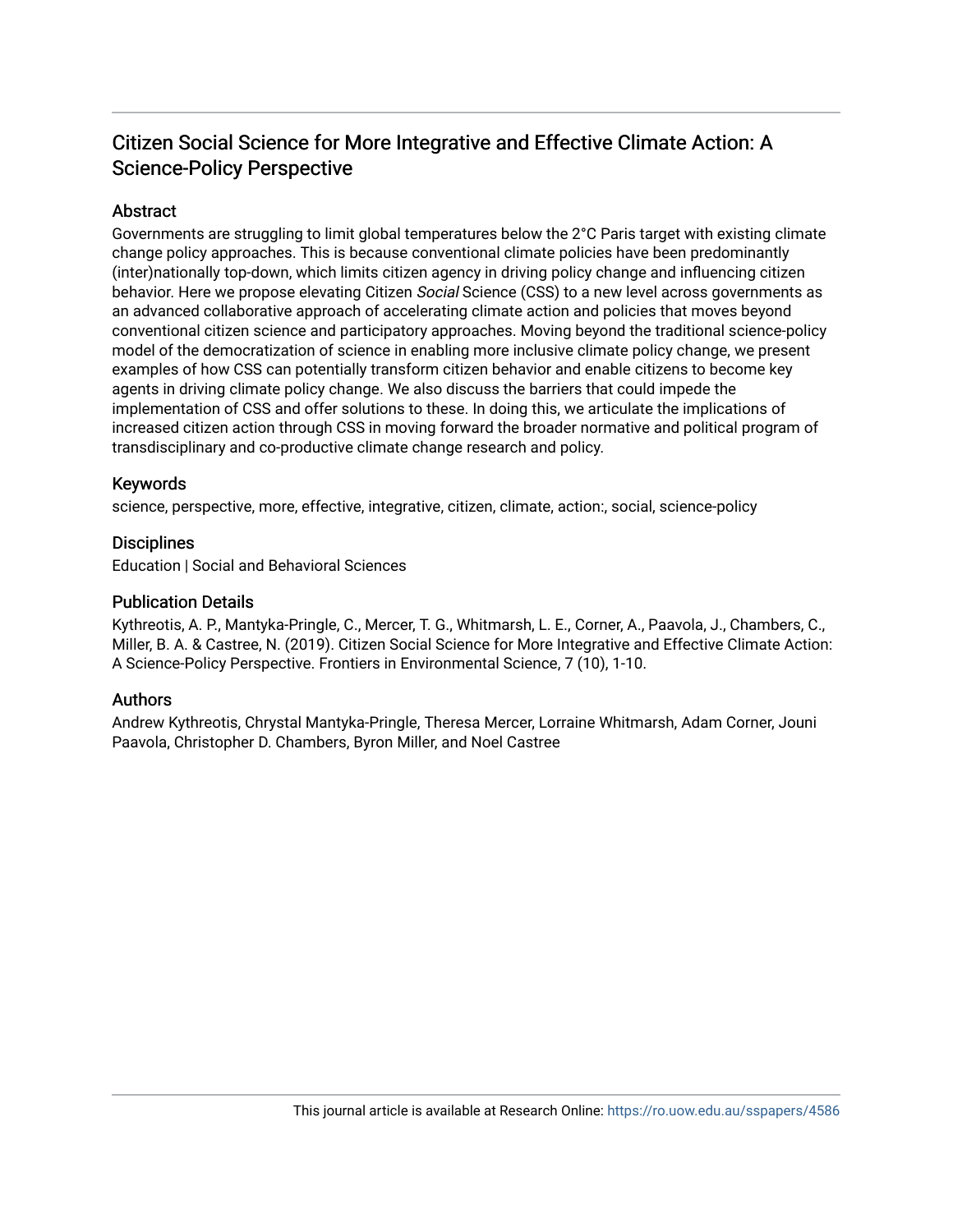# Citizen Social Science for More Integrative and Effective Climate Action: A Science-Policy Perspective

## Abstract

Governments are struggling to limit global temperatures below the 2°C Paris target with existing climate change policy approaches. This is because conventional climate policies have been predominantly (inter)nationally top-down, which limits citizen agency in driving policy change and influencing citizen behavior. Here we propose elevating Citizen *Social* Science (CSS) to a new level across governments as an advanced collaborative approach of accelerating climate action and policies that moves beyond conventional citizen science and participatory approaches. Moving beyond the traditional science-policy model of the democratization of science in enabling more inclusive climate policy change, we present examples of how CSS can potentially transform citizen behavior and enable citizens to become key agents in driving climate policy change. We also discuss the barriers that could impede the implementation of CSS and offer solutions to these. In doing this, we articulate the implications of increased citizen action through CSS in moving forward the broader normative and political program of transdisciplinary and co-productive climate change research and policy.

## Keywords

science, perspective, more, effective, integrative, citizen, climate, action:, social, science-policy

## Disciplines

Education | Social and Behavioral Sciences

## Publication Details

Kythreotis, A. P., Mantyka-Pringle, C., Mercer, T. G., Whitmarsh, L. E., Corner, A., Paavola, J., Chambers, C., Miller, B. A. & Castree, N. (2019). Citizen Social Science for More Integrative and Effective Climate Action: A Science-Policy Perspective. Frontiers in Environmental Science, 7 (10), 1-10.

## Authors

Andrew Kythreotis, Chrystal Mantyka-Pringle, Theresa Mercer, Lorraine Whitmarsh, Adam Corner, Jouni Paavola, Christopher D. Chambers, Byron Miller, and Noel Castree

This journal article is available at Research Online: https://ro.uow.edu.au/sspapers/4586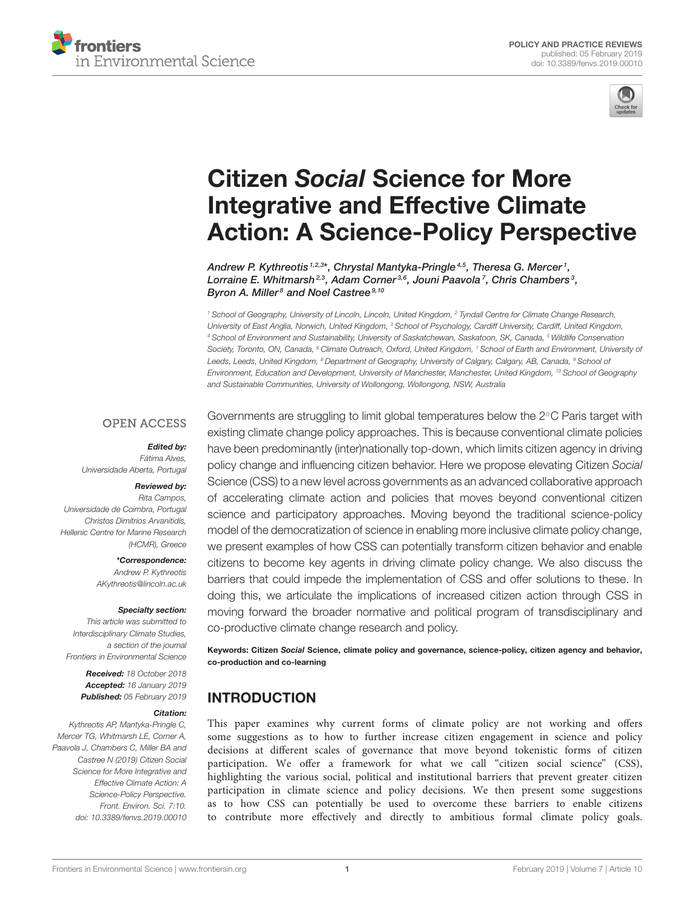# Citizen *Social* Science for More Integrative and Effective Climate Action: A Science-Policy Perspective

*Andrew P. Kythreotis[1,2,3]\*, Chrystal Mantyka-Pringle[4,5], Theresa G. Mercer[1], Lorraine E. Whitmarsh[2,3], Adam Corner[3,6], Jouni Paavola[7], Chris Chambers[3], Byron A. Miller[8] and Noel Castree[9,10]*

[1] School of Geography, University of Lincoln, Lincoln, United Kingdom, [2] Tyndall Centre for Climate Change Research, University of East Anglia, Norwich, United Kingdom, [3] School of Psychology, Cardiff University, Cardiff, United Kingdom, [4] School of Environment and Sustainability, University of Saskatchewan, Saskatoon, SK, Canada, [5] Wildlife Conservation Society, Toronto, ON, Canada, [6] Climate Outreach, Oxford, United Kingdom, [7] School of Earth and Environment, University of Leeds, Leeds, United Kingdom, [8] Department of Geography, University of Calgary, Calgary, AB, Canada, [9] School of Environment, Education and Development, University of Manchester, Manchester, United Kingdom, [10] School of Geography and Sustainable Communities, University of Wollongong, Wollongong, NSW, Australia

OPEN ACCESS

***Edited by:***
Fátima Alves,
Universidade Aberta, Portugal

***Reviewed by:***
Rita Campos,
Universidade de Coimbra, Portugal
Christos Dimitrios Arvanitidis,
Hellenic Centre for Marine Research (HCMR), Greece

***\*Correspondence:***
Andrew P. Kythreotis
AKythreotis@lincoln.ac.uk

***Specialty section:***
This article was submitted to Interdisciplinary Climate Studies, a section of the journal Frontiers in Environmental Science

***Received:*** 18 October 2018
***Accepted:*** 16 January 2019
***Published:*** 05 February 2019

***Citation:***
Kythreotis AP, Mantyka-Pringle C, Mercer TG, Whitmarsh LE, Corner A, Paavola J, Chambers C, Miller BA and Castree N (2019) Citizen Social Science for More Integrative and Effective Climate Action: A Science-Policy Perspective. Front. Environ. Sci. 7:10. doi: 10.3389/fenvs.2019.00010

Governments are struggling to limit global temperatures below the 2°C Paris target with existing climate change policy approaches. This is because conventional climate policies have been predominantly (inter)nationally top-down, which limits citizen agency in driving policy change and influencing citizen behavior. Here we propose elevating Citizen *Social* Science (CSS) to a new level across governments as an advanced collaborative approach of accelerating climate action and policies that moves beyond conventional citizen science and participatory approaches. Moving beyond the traditional science-policy model of the democratization of science in enabling more inclusive climate policy change, we present examples of how CSS can potentially transform citizen behavior and enable citizens to become key agents in driving climate policy change. We also discuss the barriers that could impede the implementation of CSS and offer solutions to these. In doing this, we articulate the implications of increased citizen action through CSS in moving forward the broader normative and political program of transdisciplinary and co-productive climate change research and policy.

**Keywords: Citizen *Social* Science, climate policy and governance, science-policy, citizen agency and behavior, co-production and co-learning**

## INTRODUCTION

This paper examines why current forms of climate policy are not working and offers some suggestions as to how to further increase citizen engagement in science and policy decisions at different scales of governance that move beyond tokenistic forms of citizen participation. We offer a framework for what we call "citizen social science" (CSS), highlighting the various social, political and institutional barriers that prevent greater citizen participation in climate science and policy decisions. We then present some suggestions as to how CSS can potentially be used to overcome these barriers to enable citizens to contribute more effectively and directly to ambitious formal climate policy goals.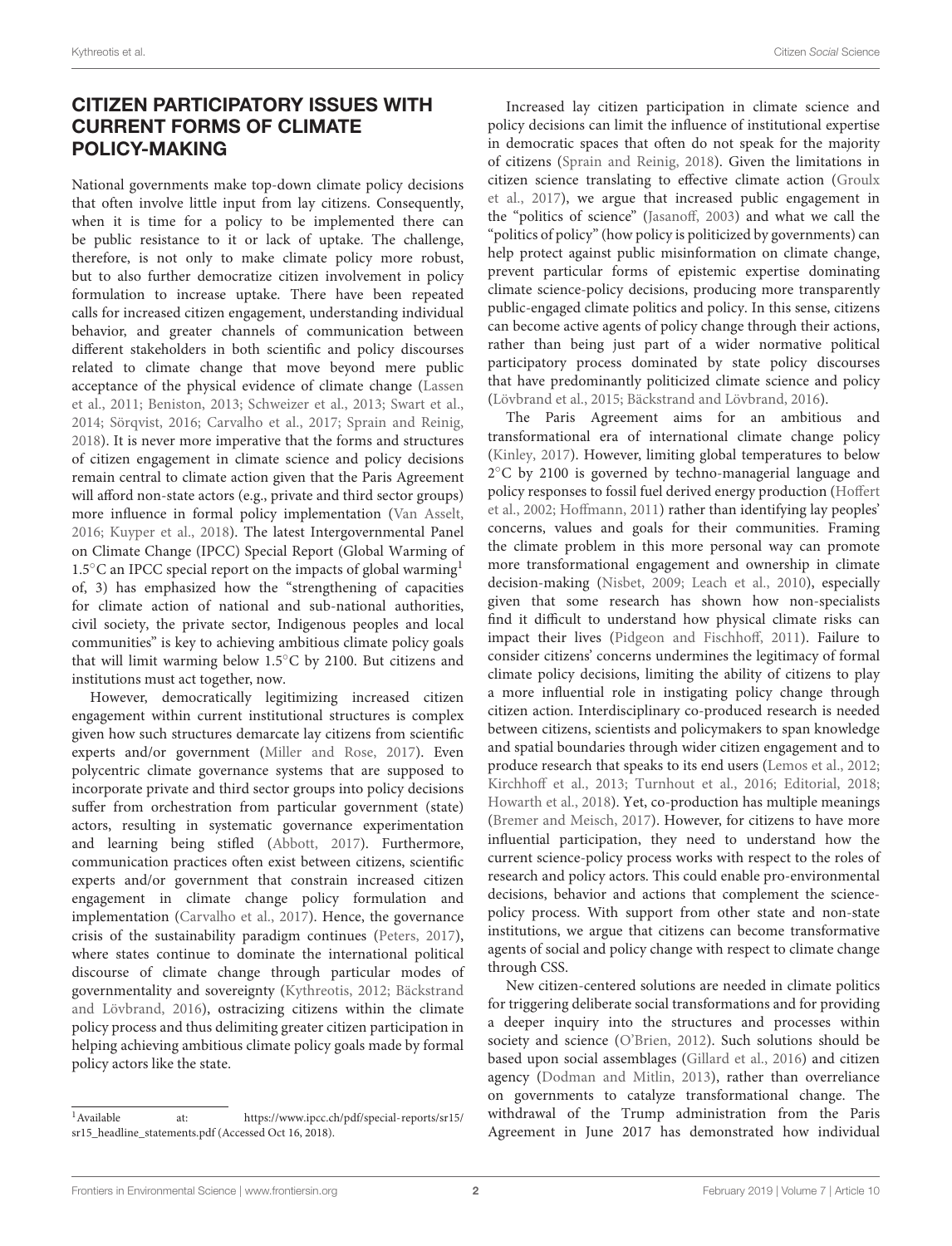## CITIZEN PARTICIPATORY ISSUES WITH CURRENT FORMS OF CLIMATE POLICY-MAKING

National governments make top-down climate policy decisions that often involve little input from lay citizens. Consequently, when it is time for a policy to be implemented there can be public resistance to it or lack of uptake. The challenge, therefore, is not only to make climate policy more robust, but to also further democratize citizen involvement in policy formulation to increase uptake. There have been repeated calls for increased citizen engagement, understanding individual behavior, and greater channels of communication between different stakeholders in both scientific and policy discourses related to climate change that move beyond mere public acceptance of the physical evidence of climate change (Lassen et al., 2011; Beniston, 2013; Schweizer et al., 2013; Swart et al., 2014; Sörqvist, 2016; Carvalho et al., 2017; Sprain and Reinig, 2018). It is never more imperative that the forms and structures of citizen engagement in climate science and policy decisions remain central to climate action given that the Paris Agreement will afford non-state actors (e.g., private and third sector groups) more influence in formal policy implementation (Van Asselt, 2016; Kuyper et al., 2018). The latest Intergovernmental Panel on Climate Change (IPCC) Special Report (Global Warming of 1.5°C an IPCC special report on the impacts of global warming[1] of, 3) has emphasized how the "strengthening of capacities for climate action of national and sub-national authorities, civil society, the private sector, Indigenous peoples and local communities" is key to achieving ambitious climate policy goals that will limit warming below 1.5°C by 2100. But citizens and institutions must act together, now.

However, democratically legitimizing increased citizen engagement within current institutional structures is complex given how such structures demarcate lay citizens from scientific experts and/or government (Miller and Rose, 2017). Even polycentric climate governance systems that are supposed to incorporate private and third sector groups into policy decisions suffer from orchestration from particular government (state) actors, resulting in systematic governance experimentation and learning being stifled (Abbott, 2017). Furthermore, communication practices often exist between citizens, scientific experts and/or government that constrain increased citizen engagement in climate change policy formulation and implementation (Carvalho et al., 2017). Hence, the governance crisis of the sustainability paradigm continues (Peters, 2017), where states continue to dominate the international political discourse of climate change through particular modes of governmentality and sovereignty (Kythreotis, 2012; Bäckstrand and Lövbrand, 2016), ostracizing citizens within the climate policy process and thus delimiting greater citizen participation in helping achieving ambitious climate policy goals made by formal policy actors like the state.

Increased lay citizen participation in climate science and policy decisions can limit the influence of institutional expertise in democratic spaces that often do not speak for the majority of citizens (Sprain and Reinig, 2018). Given the limitations in citizen science translating to effective climate action (Groulx et al., 2017), we argue that increased public engagement in the "politics of science" (Jasanoff, 2003) and what we call the "politics of policy" (how policy is politicized by governments) can help protect against public misinformation on climate change, prevent particular forms of epistemic expertise dominating climate science-policy decisions, producing more transparently public-engaged climate politics and policy. In this sense, citizens can become active agents of policy change through their actions, rather than being just part of a wider normative political participatory process dominated by state policy discourses that have predominantly politicized climate science and policy (Lövbrand et al., 2015; Bäckstrand and Lövbrand, 2016).

The Paris Agreement aims for an ambitious and transformational era of international climate change policy (Kinley, 2017). However, limiting global temperatures to below 2°C by 2100 is governed by techno-managerial language and policy responses to fossil fuel derived energy production (Hoffert et al., 2002; Hoffmann, 2011) rather than identifying lay peoples' concerns, values and goals for their communities. Framing the climate problem in this more personal way can promote more transformational engagement and ownership in climate decision-making (Nisbet, 2009; Leach et al., 2010), especially given that some research has shown how non-specialists find it difficult to understand how physical climate risks can impact their lives (Pidgeon and Fischhoff, 2011). Failure to consider citizens' concerns undermines the legitimacy of formal climate policy decisions, limiting the ability of citizens to play a more influential role in instigating policy change through citizen action. Interdisciplinary co-produced research is needed between citizens, scientists and policymakers to span knowledge and spatial boundaries through wider citizen engagement and to produce research that speaks to its end users (Lemos et al., 2012; Kirchhoff et al., 2013; Turnhout et al., 2016; Editorial, 2018; Howarth et al., 2018). Yet, co-production has multiple meanings (Bremer and Meisch, 2017). However, for citizens to have more influential participation, they need to understand how the current science-policy process works with respect to the roles of research and policy actors. This could enable pro-environmental decisions, behavior and actions that complement the science-policy process. With support from other state and non-state institutions, we argue that citizens can become transformative agents of social and policy change with respect to climate change through CSS.

New citizen-centered solutions are needed in climate politics for triggering deliberate social transformations and for providing a deeper inquiry into the structures and processes within society and science (O'Brien, 2012). Such solutions should be based upon social assemblages (Gillard et al., 2016) and citizen agency (Dodman and Mitlin, 2013), rather than overreliance on governments to catalyze transformational change. The withdrawal of the Trump administration from the Paris Agreement in June 2017 has demonstrated how individual

[1] Available at: https://www.ipcc.ch/pdf/special-reports/sr15/sr15_headline_statements.pdf (Accessed Oct 16, 2018).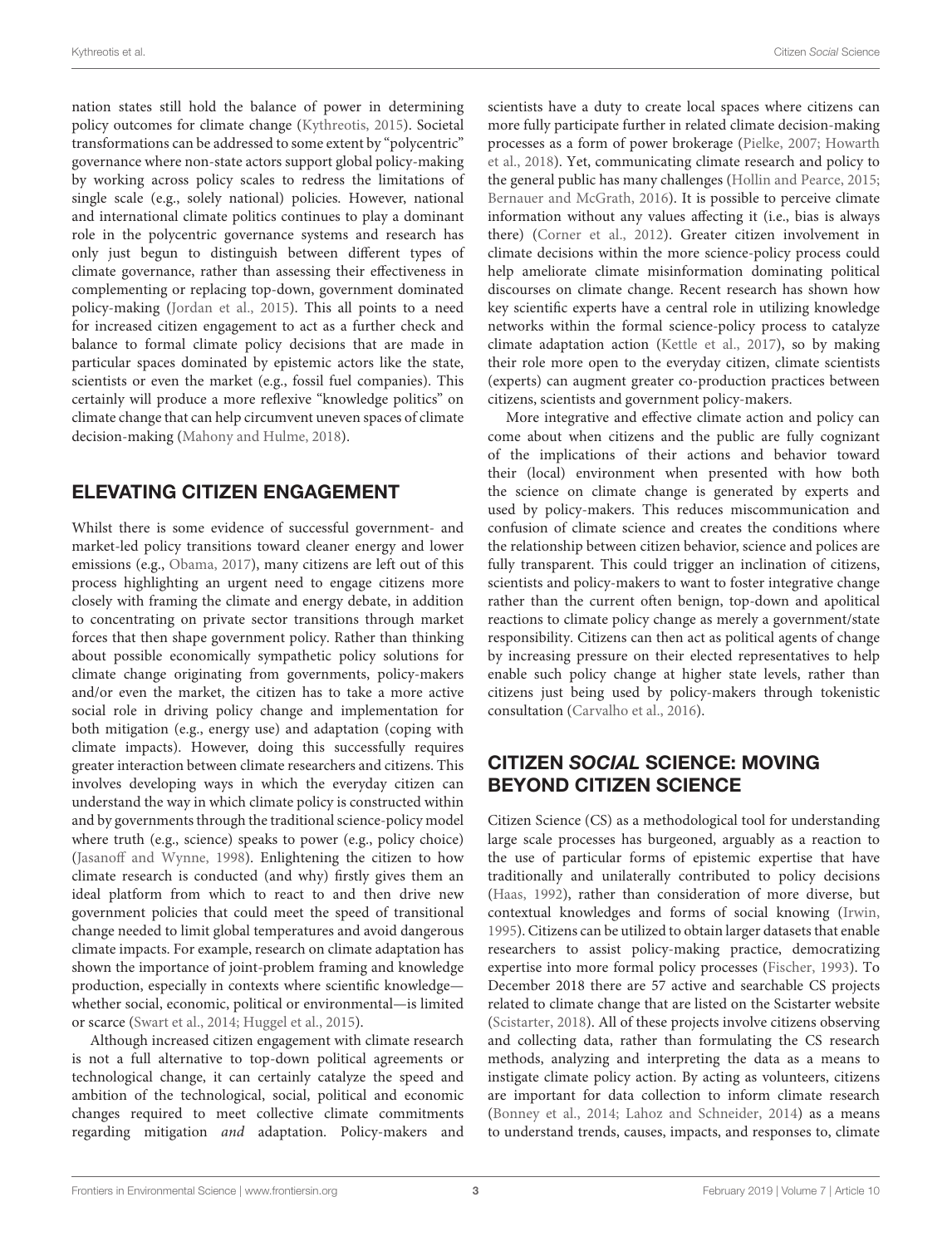nation states still hold the balance of power in determining policy outcomes for climate change (Kythreotis, 2015). Societal transformations can be addressed to some extent by "polycentric" governance where non-state actors support global policy-making by working across policy scales to redress the limitations of single scale (e.g., solely national) policies. However, national and international climate politics continues to play a dominant role in the polycentric governance systems and research has only just begun to distinguish between different types of climate governance, rather than assessing their effectiveness in complementing or replacing top-down, government dominated policy-making (Jordan et al., 2015). This all points to a need for increased citizen engagement to act as a further check and balance to formal climate policy decisions that are made in particular spaces dominated by epistemic actors like the state, scientists or even the market (e.g., fossil fuel companies). This certainly will produce a more reflexive "knowledge politics" on climate change that can help circumvent uneven spaces of climate decision-making (Mahony and Hulme, 2018).

## ELEVATING CITIZEN ENGAGEMENT

Whilst there is some evidence of successful government- and market-led policy transitions toward cleaner energy and lower emissions (e.g., Obama, 2017), many citizens are left out of this process highlighting an urgent need to engage citizens more closely with framing the climate and energy debate, in addition to concentrating on private sector transitions through market forces that then shape government policy. Rather than thinking about possible economically sympathetic policy solutions for climate change originating from governments, policy-makers and/or even the market, the citizen has to take a more active social role in driving policy change and implementation for both mitigation (e.g., energy use) and adaptation (coping with climate impacts). However, doing this successfully requires greater interaction between climate researchers and citizens. This involves developing ways in which the everyday citizen can understand the way in which climate policy is constructed within and by governments through the traditional science-policy model where truth (e.g., science) speaks to power (e.g., policy choice) (Jasanoff and Wynne, 1998). Enlightening the citizen to how climate research is conducted (and why) firstly gives them an ideal platform from which to react to and then drive new government policies that could meet the speed of transitional change needed to limit global temperatures and avoid dangerous climate impacts. For example, research on climate adaptation has shown the importance of joint-problem framing and knowledge production, especially in contexts where scientific knowledge—whether social, economic, political or environmental—is limited or scarce (Swart et al., 2014; Huggel et al., 2015).

Although increased citizen engagement with climate research is not a full alternative to top-down political agreements or technological change, it can certainly catalyze the speed and ambition of the technological, social, political and economic changes required to meet collective climate commitments regarding mitigation *and* adaptation. Policy-makers and scientists have a duty to create local spaces where citizens can more fully participate further in related climate decision-making processes as a form of power brokerage (Pielke, 2007; Howarth et al., 2018). Yet, communicating climate research and policy to the general public has many challenges (Hollin and Pearce, 2015; Bernauer and McGrath, 2016). It is possible to perceive climate information without any values affecting it (i.e., bias is always there) (Corner et al., 2012). Greater citizen involvement in climate decisions within the more science-policy process could help ameliorate climate misinformation dominating political discourses on climate change. Recent research has shown how key scientific experts have a central role in utilizing knowledge networks within the formal science-policy process to catalyze climate adaptation action (Kettle et al., 2017), so by making their role more open to the everyday citizen, climate scientists (experts) can augment greater co-production practices between citizens, scientists and government policy-makers.

More integrative and effective climate action and policy can come about when citizens and the public are fully cognizant of the implications of their actions and behavior toward their (local) environment when presented with how both the science on climate change is generated by experts and used by policy-makers. This reduces miscommunication and confusion of climate science and creates the conditions where the relationship between citizen behavior, science and polices are fully transparent. This could trigger an inclination of citizens, scientists and policy-makers to want to foster integrative change rather than the current often benign, top-down and apolitical reactions to climate policy change as merely a government/state responsibility. Citizens can then act as political agents of change by increasing pressure on their elected representatives to help enable such policy change at higher state levels, rather than citizens just being used by policy-makers through tokenistic consultation (Carvalho et al., 2016).

## CITIZEN *SOCIAL* SCIENCE: MOVING BEYOND CITIZEN SCIENCE

Citizen Science (CS) as a methodological tool for understanding large scale processes has burgeoned, arguably as a reaction to the use of particular forms of epistemic expertise that have traditionally and unilaterally contributed to policy decisions (Haas, 1992), rather than consideration of more diverse, but contextual knowledges and forms of social knowing (Irwin, 1995). Citizens can be utilized to obtain larger datasets that enable researchers to assist policy-making practice, democratizing expertise into more formal policy processes (Fischer, 1993). To December 2018 there are 57 active and searchable CS projects related to climate change that are listed on the Scistarter website (Scistarter, 2018). All of these projects involve citizens observing and collecting data, rather than formulating the CS research methods, analyzing and interpreting the data as a means to instigate climate policy action. By acting as volunteers, citizens are important for data collection to inform climate research (Bonney et al., 2014; Lahoz and Schneider, 2014) as a means to understand trends, causes, impacts, and responses to, climate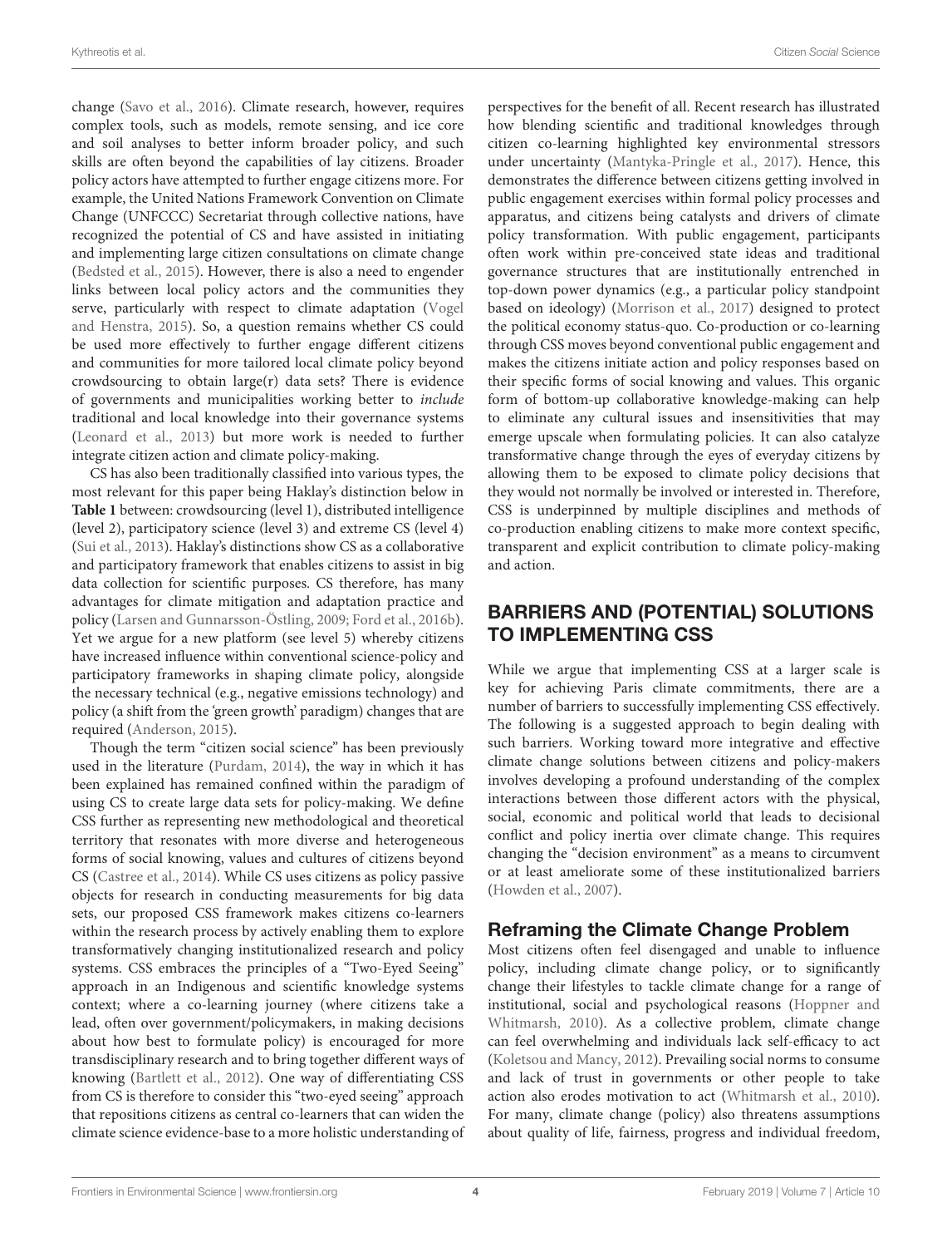change (Savo et al., 2016). Climate research, however, requires complex tools, such as models, remote sensing, and ice core and soil analyses to better inform broader policy, and such skills are often beyond the capabilities of lay citizens. Broader policy actors have attempted to further engage citizens more. For example, the United Nations Framework Convention on Climate Change (UNFCCC) Secretariat through collective nations, have recognized the potential of CS and have assisted in initiating and implementing large citizen consultations on climate change (Bedsted et al., 2015). However, there is also a need to engender links between local policy actors and the communities they serve, particularly with respect to climate adaptation (Vogel and Henstra, 2015). So, a question remains whether CS could be used more effectively to further engage different citizens and communities for more tailored local climate policy beyond crowdsourcing to obtain large(r) data sets? There is evidence of governments and municipalities working better to *include* traditional and local knowledge into their governance systems (Leonard et al., 2013) but more work is needed to further integrate citizen action and climate policy-making.

CS has also been traditionally classified into various types, the most relevant for this paper being Haklay's distinction below in **Table 1** between: crowdsourcing (level 1), distributed intelligence (level 2), participatory science (level 3) and extreme CS (level 4) (Sui et al., 2013). Haklay's distinctions show CS as a collaborative and participatory framework that enables citizens to assist in big data collection for scientific purposes. CS therefore, has many advantages for climate mitigation and adaptation practice and policy (Larsen and Gunnarsson-Östling, 2009; Ford et al., 2016b). Yet we argue for a new platform (see level 5) whereby citizens have increased influence within conventional science-policy and participatory frameworks in shaping climate policy, alongside the necessary technical (e.g., negative emissions technology) and policy (a shift from the 'green growth' paradigm) changes that are required (Anderson, 2015).

Though the term "citizen social science" has been previously used in the literature (Purdam, 2014), the way in which it has been explained has remained confined within the paradigm of using CS to create large data sets for policy-making. We define CSS further as representing new methodological and theoretical territory that resonates with more diverse and heterogeneous forms of social knowing, values and cultures of citizens beyond CS (Castree et al., 2014). While CS uses citizens as policy passive objects for research in conducting measurements for big data sets, our proposed CSS framework makes citizens co-learners within the research process by actively enabling them to explore transformatively changing institutionalized research and policy systems. CSS embraces the principles of a "Two-Eyed Seeing" approach in an Indigenous and scientific knowledge systems context; where a co-learning journey (where citizens take a lead, often over government/policymakers, in making decisions about how best to formulate policy) is encouraged for more transdisciplinary research and to bring together different ways of knowing (Bartlett et al., 2012). One way of differentiating CSS from CS is therefore to consider this "two-eyed seeing" approach that repositions citizens as central co-learners that can widen the climate science evidence-base to a more holistic understanding of perspectives for the benefit of all. Recent research has illustrated how blending scientific and traditional knowledges through citizen co-learning highlighted key environmental stressors under uncertainty (Mantyka-Pringle et al., 2017). Hence, this demonstrates the difference between citizens getting involved in public engagement exercises within formal policy processes and apparatus, and citizens being catalysts and drivers of climate policy transformation. With public engagement, participants often work within pre-conceived state ideas and traditional governance structures that are institutionally entrenched in top-down power dynamics (e.g., a particular policy standpoint based on ideology) (Morrison et al., 2017) designed to protect the political economy status-quo. Co-production or co-learning through CSS moves beyond conventional public engagement and makes the citizens initiate action and policy responses based on their specific forms of social knowing and values. This organic form of bottom-up collaborative knowledge-making can help to eliminate any cultural issues and insensitivities that may emerge upscale when formulating policies. It can also catalyze transformative change through the eyes of everyday citizens by allowing them to be exposed to climate policy decisions that they would not normally be involved or interested in. Therefore, CSS is underpinned by multiple disciplines and methods of co-production enabling citizens to make more context specific, transparent and explicit contribution to climate policy-making and action.

## BARRIERS AND (POTENTIAL) SOLUTIONS TO IMPLEMENTING CSS

While we argue that implementing CSS at a larger scale is key for achieving Paris climate commitments, there are a number of barriers to successfully implementing CSS effectively. The following is a suggested approach to begin dealing with such barriers. Working toward more integrative and effective climate change solutions between citizens and policy-makers involves developing a profound understanding of the complex interactions between those different actors with the physical, social, economic and political world that leads to decisional conflict and policy inertia over climate change. This requires changing the "decision environment" as a means to circumvent or at least ameliorate some of these institutionalized barriers (Howden et al., 2007).

### Reframing the Climate Change Problem

Most citizens often feel disengaged and unable to influence policy, including climate change policy, or to significantly change their lifestyles to tackle climate change for a range of institutional, social and psychological reasons (Hoppner and Whitmarsh, 2010). As a collective problem, climate change can feel overwhelming and individuals lack self-efficacy to act (Koletsou and Mancy, 2012). Prevailing social norms to consume and lack of trust in governments or other people to take action also erodes motivation to act (Whitmarsh et al., 2010). For many, climate change (policy) also threatens assumptions about quality of life, fairness, progress and individual freedom,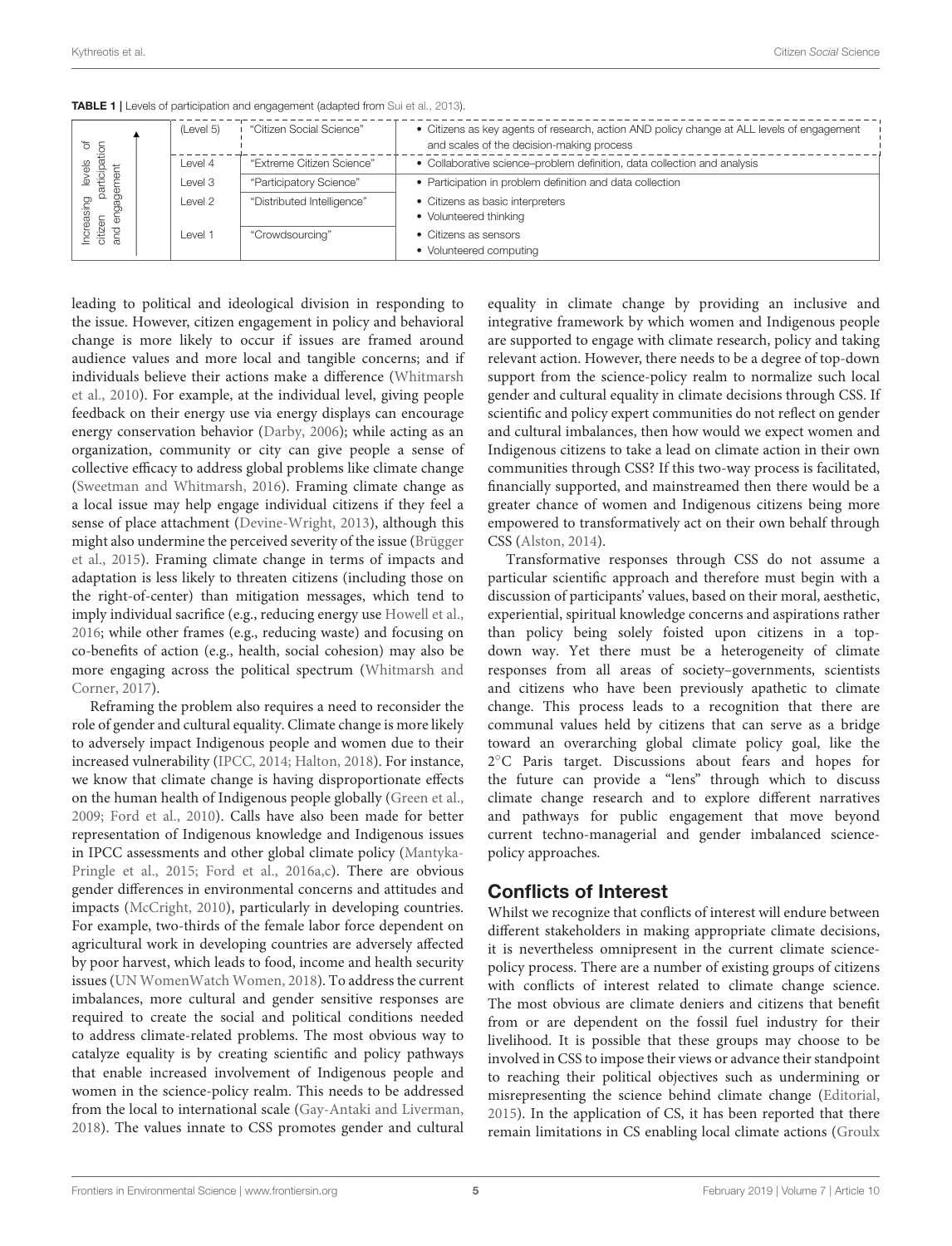**TABLE 1** | Levels of participation and engagement (adapted from Sui et al., 2013).

| Increasing levels of citizen participation and engagement | Level | Name | Description |
|---|---|---|---|
| | (Level 5) | "Citizen Social Science" | • Citizens as key agents of research, action AND policy change at ALL levels of engagement and scales of the decision-making process |
| | Level 4 | "Extreme Citizen Science" | • Collaborative science–problem definition, data collection and analysis |
| | Level 3 | "Participatory Science" | • Participation in problem definition and data collection |
| | Level 2 | "Distributed Intelligence" | • Citizens as basic interpreters<br>• Volunteered thinking |
| | Level 1 | "Crowdsourcing" | • Citizens as sensors<br>• Volunteered computing |

leading to political and ideological division in responding to the issue. However, citizen engagement in policy and behavioral change is more likely to occur if issues are framed around audience values and more local and tangible concerns; and if individuals believe their actions make a difference (Whitmarsh et al., 2010). For example, at the individual level, giving people feedback on their energy use via energy displays can encourage energy conservation behavior (Darby, 2006); while acting as an organization, community or city can give people a sense of collective efficacy to address global problems like climate change (Sweetman and Whitmarsh, 2016). Framing climate change as a local issue may help engage individual citizens if they feel a sense of place attachment (Devine-Wright, 2013), although this might also undermine the perceived severity of the issue (Brügger et al., 2015). Framing climate change in terms of impacts and adaptation is less likely to threaten citizens (including those on the right-of-center) than mitigation messages, which tend to imply individual sacrifice (e.g., reducing energy use Howell et al., 2016; while other frames (e.g., reducing waste) and focusing on co-benefits of action (e.g., health, social cohesion) may also be more engaging across the political spectrum (Whitmarsh and Corner, 2017).

Reframing the problem also requires a need to reconsider the role of gender and cultural equality. Climate change is more likely to adversely impact Indigenous people and women due to their increased vulnerability (IPCC, 2014; Halton, 2018). For instance, we know that climate change is having disproportionate effects on the human health of Indigenous people globally (Green et al., 2009; Ford et al., 2010). Calls have also been made for better representation of Indigenous knowledge and Indigenous issues in IPCC assessments and other global climate policy (Mantyka-Pringle et al., 2015; Ford et al., 2016a,c). There are obvious gender differences in environmental concerns and attitudes and impacts (McCright, 2010), particularly in developing countries. For example, two-thirds of the female labor force dependent on agricultural work in developing countries are adversely affected by poor harvest, which leads to food, income and health security issues (UN WomenWatch Women, 2018). To address the current imbalances, more cultural and gender sensitive responses are required to create the social and political conditions needed to address climate-related problems. The most obvious way to catalyze equality is by creating scientific and policy pathways that enable increased involvement of Indigenous people and women in the science-policy realm. This needs to be addressed from the local to international scale (Gay-Antaki and Liverman, 2018). The values innate to CSS promotes gender and cultural equality in climate change by providing an inclusive and integrative framework by which women and Indigenous people are supported to engage with climate research, policy and taking relevant action. However, there needs to be a degree of top-down support from the science-policy realm to normalize such local gender and cultural equality in climate decisions through CSS. If scientific and policy expert communities do not reflect on gender and cultural imbalances, then how would we expect women and Indigenous citizens to take a lead on climate action in their own communities through CSS? If this two-way process is facilitated, financially supported, and mainstreamed then there would be a greater chance of women and Indigenous citizens being more empowered to transformatively act on their own behalf through CSS (Alston, 2014).

Transformative responses through CSS do not assume a particular scientific approach and therefore must begin with a discussion of participants' values, based on their moral, aesthetic, experiential, spiritual knowledge concerns and aspirations rather than policy being solely foisted upon citizens in a top-down way. Yet there must be a heterogeneity of climate responses from all areas of society–governments, scientists and citizens who have been previously apathetic to climate change. This process leads to a recognition that there are communal values held by citizens that can serve as a bridge toward an overarching global climate policy goal, like the 2°C Paris target. Discussions about fears and hopes for the future can provide a "lens" through which to discuss climate change research and to explore different narratives and pathways for public engagement that move beyond current techno-managerial and gender imbalanced science-policy approaches.

## Conflicts of Interest

Whilst we recognize that conflicts of interest will endure between different stakeholders in making appropriate climate decisions, it is nevertheless omnipresent in the current climate science-policy process. There are a number of existing groups of citizens with conflicts of interest related to climate change science. The most obvious are climate deniers and citizens that benefit from or are dependent on the fossil fuel industry for their livelihood. It is possible that these groups may choose to be involved in CSS to impose their views or advance their standpoint to reaching their political objectives such as undermining or misrepresenting the science behind climate change (Editorial, 2015). In the application of CS, it has been reported that there remain limitations in CS enabling local climate actions (Groulx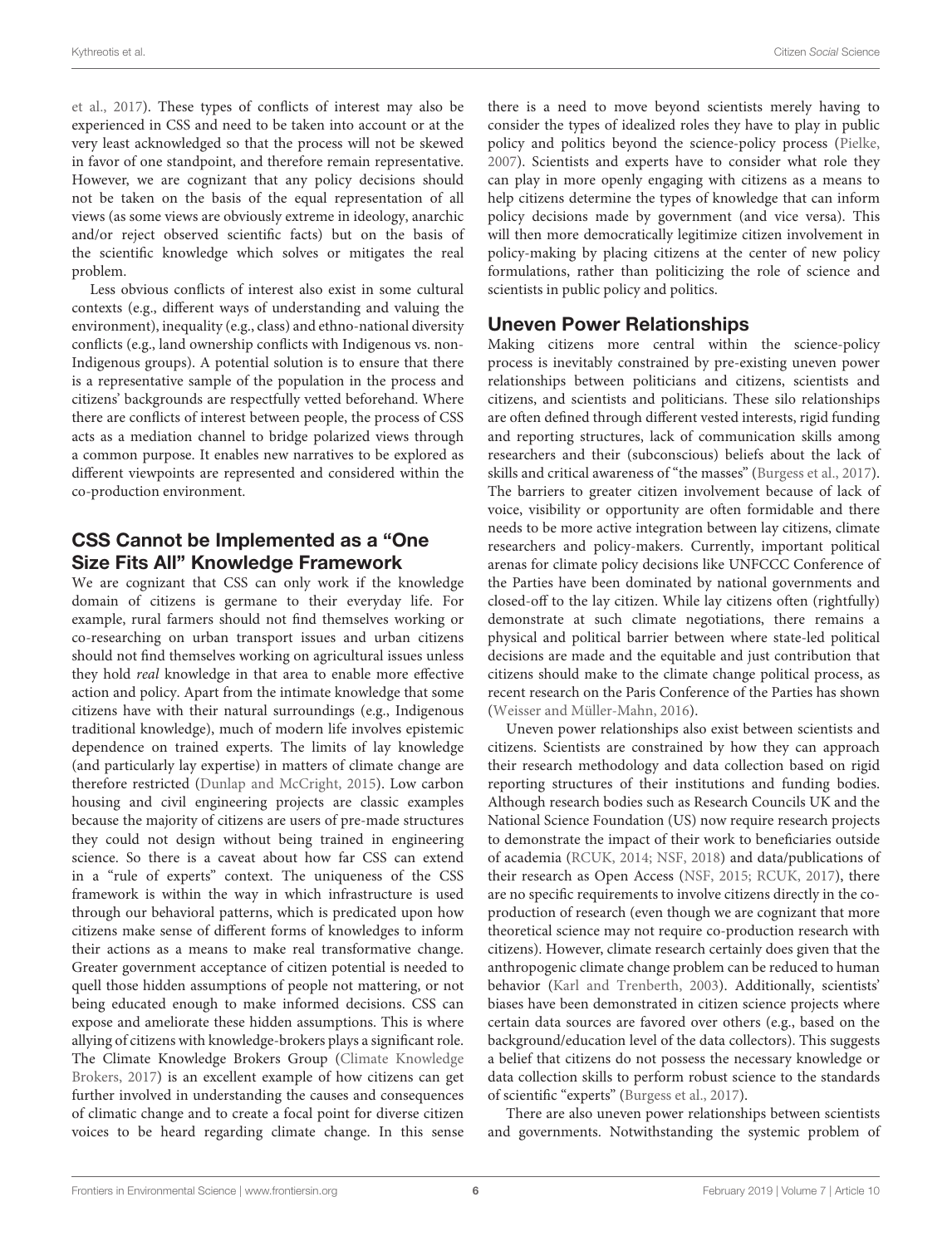et al., 2017). These types of conflicts of interest may also be experienced in CSS and need to be taken into account or at the very least acknowledged so that the process will not be skewed in favor of one standpoint, and therefore remain representative. However, we are cognizant that any policy decisions should not be taken on the basis of the equal representation of all views (as some views are obviously extreme in ideology, anarchic and/or reject observed scientific facts) but on the basis of the scientific knowledge which solves or mitigates the real problem.

Less obvious conflicts of interest also exist in some cultural contexts (e.g., different ways of understanding and valuing the environment), inequality (e.g., class) and ethno-national diversity conflicts (e.g., land ownership conflicts with Indigenous vs. non-Indigenous groups). A potential solution is to ensure that there is a representative sample of the population in the process and citizens' backgrounds are respectfully vetted beforehand. Where there are conflicts of interest between people, the process of CSS acts as a mediation channel to bridge polarized views through a common purpose. It enables new narratives to be explored as different viewpoints are represented and considered within the co-production environment.

## CSS Cannot be Implemented as a "One Size Fits All" Knowledge Framework

We are cognizant that CSS can only work if the knowledge domain of citizens is germane to their everyday life. For example, rural farmers should not find themselves working or co-researching on urban transport issues and urban citizens should not find themselves working on agricultural issues unless they hold *real* knowledge in that area to enable more effective action and policy. Apart from the intimate knowledge that some citizens have with their natural surroundings (e.g., Indigenous traditional knowledge), much of modern life involves epistemic dependence on trained experts. The limits of lay knowledge (and particularly lay expertise) in matters of climate change are therefore restricted (Dunlap and McCright, 2015). Low carbon housing and civil engineering projects are classic examples because the majority of citizens are users of pre-made structures they could not design without being trained in engineering science. So there is a caveat about how far CSS can extend in a "rule of experts" context. The uniqueness of the CSS framework is within the way in which infrastructure is used through our behavioral patterns, which is predicated upon how citizens make sense of different forms of knowledges to inform their actions as a means to make real transformative change. Greater government acceptance of citizen potential is needed to quell those hidden assumptions of people not mattering, or not being educated enough to make informed decisions. CSS can expose and ameliorate these hidden assumptions. This is where allying of citizens with knowledge-brokers plays a significant role. The Climate Knowledge Brokers Group (Climate Knowledge Brokers, 2017) is an excellent example of how citizens can get further involved in understanding the causes and consequences of climatic change and to create a focal point for diverse citizen voices to be heard regarding climate change. In this sense there is a need to move beyond scientists merely having to consider the types of idealized roles they have to play in public policy and politics beyond the science-policy process (Pielke, 2007). Scientists and experts have to consider what role they can play in more openly engaging with citizens as a means to help citizens determine the types of knowledge that can inform policy decisions made by government (and vice versa). This will then more democratically legitimize citizen involvement in policy-making by placing citizens at the center of new policy formulations, rather than politicizing the role of science and scientists in public policy and politics.

## Uneven Power Relationships

Making citizens more central within the science-policy process is inevitably constrained by pre-existing uneven power relationships between politicians and citizens, scientists and citizens, and scientists and politicians. These silo relationships are often defined through different vested interests, rigid funding and reporting structures, lack of communication skills among researchers and their (subconscious) beliefs about the lack of skills and critical awareness of "the masses" (Burgess et al., 2017). The barriers to greater citizen involvement because of lack of voice, visibility or opportunity are often formidable and there needs to be more active integration between lay citizens, climate researchers and policy-makers. Currently, important political arenas for climate policy decisions like UNFCCC Conference of the Parties have been dominated by national governments and closed-off to the lay citizen. While lay citizens often (rightfully) demonstrate at such climate negotiations, there remains a physical and political barrier between where state-led political decisions are made and the equitable and just contribution that citizens should make to the climate change political process, as recent research on the Paris Conference of the Parties has shown (Weisser and Müller-Mahn, 2016).

Uneven power relationships also exist between scientists and citizens. Scientists are constrained by how they can approach their research methodology and data collection based on rigid reporting structures of their institutions and funding bodies. Although research bodies such as Research Councils UK and the National Science Foundation (US) now require research projects to demonstrate the impact of their work to beneficiaries outside of academia (RCUK, 2014; NSF, 2018) and data/publications of their research as Open Access (NSF, 2015; RCUK, 2017), there are no specific requirements to involve citizens directly in the co-production of research (even though we are cognizant that more theoretical science may not require co-production research with citizens). However, climate research certainly does given that the anthropogenic climate change problem can be reduced to human behavior (Karl and Trenberth, 2003). Additionally, scientists' biases have been demonstrated in citizen science projects where certain data sources are favored over others (e.g., based on the background/education level of the data collectors). This suggests a belief that citizens do not possess the necessary knowledge or data collection skills to perform robust science to the standards of scientific "experts" (Burgess et al., 2017).

There are also uneven power relationships between scientists and governments. Notwithstanding the systemic problem of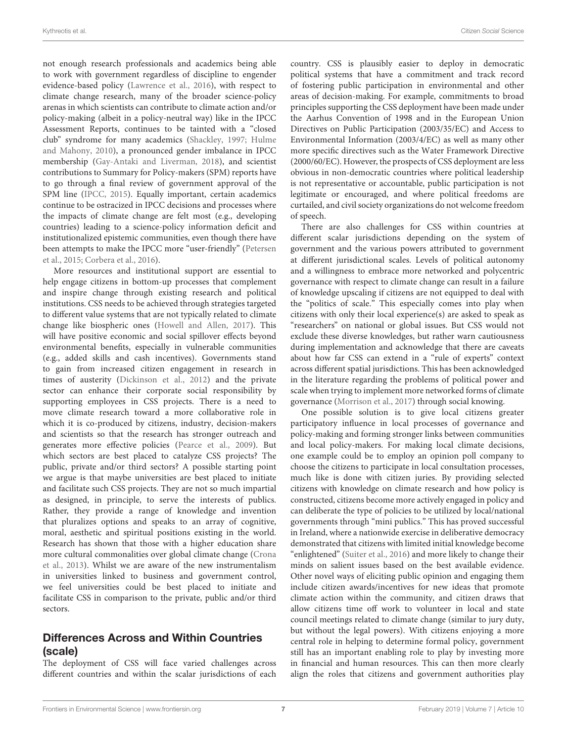not enough research professionals and academics being able to work with government regardless of discipline to engender evidence-based policy (Lawrence et al., 2016), with respect to climate change research, many of the broader science-policy arenas in which scientists can contribute to climate action and/or policy-making (albeit in a policy-neutral way) like in the IPCC Assessment Reports, continues to be tainted with a "closed club" syndrome for many academics (Shackley, 1997; Hulme and Mahony, 2010), a pronounced gender imbalance in IPCC membership (Gay-Antaki and Liverman, 2018), and scientist contributions to Summary for Policy-makers (SPM) reports have to go through a final review of government approval of the SPM line (IPCC, 2015). Equally important, certain academics continue to be ostracized in IPCC decisions and processes where the impacts of climate change are felt most (e.g., developing countries) leading to a science-policy information deficit and institutionalized epistemic communities, even though there have been attempts to make the IPCC more "user-friendly" (Petersen et al., 2015; Corbera et al., 2016).

More resources and institutional support are essential to help engage citizens in bottom-up processes that complement and inspire change through existing research and political institutions. CSS needs to be achieved through strategies targeted to different value systems that are not typically related to climate change like biospheric ones (Howell and Allen, 2017). This will have positive economic and social spillover effects beyond environmental benefits, especially in vulnerable communities (e.g., added skills and cash incentives). Governments stand to gain from increased citizen engagement in research in times of austerity (Dickinson et al., 2012) and the private sector can enhance their corporate social responsibility by supporting employees in CSS projects. There is a need to move climate research toward a more collaborative role in which it is co-produced by citizens, industry, decision-makers and scientists so that the research has stronger outreach and generates more effective policies (Pearce et al., 2009). But which sectors are best placed to catalyze CSS projects? The public, private and/or third sectors? A possible starting point we argue is that maybe universities are best placed to initiate and facilitate such CSS projects. They are not so much impartial as designed, in principle, to serve the interests of publics. Rather, they provide a range of knowledge and invention that pluralizes options and speaks to an array of cognitive, moral, aesthetic and spiritual positions existing in the world. Research has shown that those with a higher education share more cultural commonalities over global climate change (Crona et al., 2013). Whilst we are aware of the new instrumentalism in universities linked to business and government control, we feel universities could be best placed to initiate and facilitate CSS in comparison to the private, public and/or third sectors.

## Differences Across and Within Countries (scale)

The deployment of CSS will face varied challenges across different countries and within the scalar jurisdictions of each country. CSS is plausibly easier to deploy in democratic political systems that have a commitment and track record of fostering public participation in environmental and other areas of decision-making. For example, commitments to broad principles supporting the CSS deployment have been made under the Aarhus Convention of 1998 and in the European Union Directives on Public Participation (2003/35/EC) and Access to Environmental Information (2003/4/EC) as well as many other more specific directives such as the Water Framework Directive (2000/60/EC). However, the prospects of CSS deployment are less obvious in non-democratic countries where political leadership is not representative or accountable, public participation is not legitimate or encouraged, and where political freedoms are curtailed, and civil society organizations do not welcome freedom of speech.

There are also challenges for CSS within countries at different scalar jurisdictions depending on the system of government and the various powers attributed to government at different jurisdictional scales. Levels of political autonomy and a willingness to embrace more networked and polycentric governance with respect to climate change can result in a failure of knowledge upscaling if citizens are not equipped to deal with the "politics of scale." This especially comes into play when citizens with only their local experience(s) are asked to speak as "researchers" on national or global issues. But CSS would not exclude these diverse knowledges, but rather warn cautiousness during implementation and acknowledge that there are caveats about how far CSS can extend in a "rule of experts" context across different spatial jurisdictions. This has been acknowledged in the literature regarding the problems of political power and scale when trying to implement more networked forms of climate governance (Morrison et al., 2017) through social knowing.

One possible solution is to give local citizens greater participatory influence in local processes of governance and policy-making and forming stronger links between communities and local policy-makers. For making local climate decisions, one example could be to employ an opinion poll company to choose the citizens to participate in local consultation processes, much like is done with citizen juries. By providing selected citizens with knowledge on climate research and how policy is constructed, citizens become more actively engaged in policy and can deliberate the type of policies to be utilized by local/national governments through "mini publics." This has proved successful in Ireland, where a nationwide exercise in deliberative democracy demonstrated that citizens with limited initial knowledge become "enlightened" (Suiter et al., 2016) and more likely to change their minds on salient issues based on the best available evidence. Other novel ways of eliciting public opinion and engaging them include citizen awards/incentives for new ideas that promote climate action within the community, and citizen draws that allow citizens time off work to volunteer in local and state council meetings related to climate change (similar to jury duty, but without the legal powers). With citizens enjoying a more central role in helping to determine formal policy, government still has an important enabling role to play by investing more in financial and human resources. This can then more clearly align the roles that citizens and government authorities play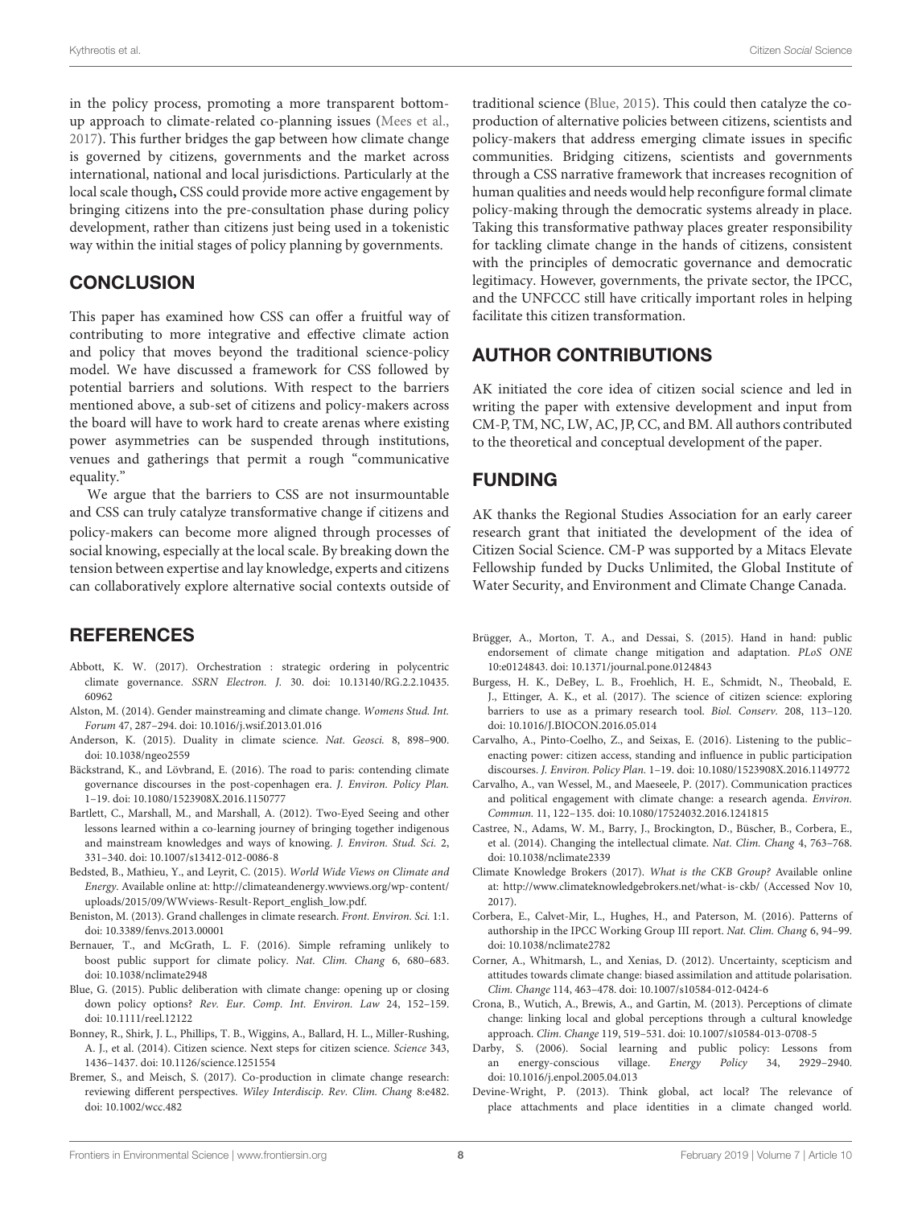in the policy process, promoting a more transparent bottom-up approach to climate-related co-planning issues (Mees et al., 2017). This further bridges the gap between how climate change is governed by citizens, governments and the market across international, national and local jurisdictions. Particularly at the local scale though**,** CSS could provide more active engagement by bringing citizens into the pre-consultation phase during policy development, rather than citizens just being used in a tokenistic way within the initial stages of policy planning by governments.

## CONCLUSION

This paper has examined how CSS can offer a fruitful way of contributing to more integrative and effective climate action and policy that moves beyond the traditional science-policy model. We have discussed a framework for CSS followed by potential barriers and solutions. With respect to the barriers mentioned above, a sub-set of citizens and policy-makers across the board will have to work hard to create arenas where existing power asymmetries can be suspended through institutions, venues and gatherings that permit a rough "communicative equality."

We argue that the barriers to CSS are not insurmountable and CSS can truly catalyze transformative change if citizens and policy-makers can become more aligned through processes of social knowing, especially at the local scale. By breaking down the tension between expertise and lay knowledge, experts and citizens can collaboratively explore alternative social contexts outside of traditional science (Blue, 2015). This could then catalyze the co-production of alternative policies between citizens, scientists and policy-makers that address emerging climate issues in specific communities. Bridging citizens, scientists and governments through a CSS narrative framework that increases recognition of human qualities and needs would help reconfigure formal climate policy-making through the democratic systems already in place. Taking this transformative pathway places greater responsibility for tackling climate change in the hands of citizens, consistent with the principles of democratic governance and democratic legitimacy. However, governments, the private sector, the IPCC, and the UNFCCC still have critically important roles in helping facilitate this citizen transformation.

## AUTHOR CONTRIBUTIONS

AK initiated the core idea of citizen social science and led in writing the paper with extensive development and input from CM-P, TM, NC, LW, AC, JP, CC, and BM. All authors contributed to the theoretical and conceptual development of the paper.

## FUNDING

AK thanks the Regional Studies Association for an early career research grant that initiated the development of the idea of Citizen Social Science. CM-P was supported by a Mitacs Elevate Fellowship funded by Ducks Unlimited, the Global Institute of Water Security, and Environment and Climate Change Canada.

## REFERENCES

Abbott, K. W. (2017). Orchestration : strategic ordering in polycentric climate governance. *SSRN Electron. J.* 30. doi: 10.13140/RG.2.2.10435.60962

Alston, M. (2014). Gender mainstreaming and climate change. *Womens Stud. Int. Forum* 47, 287–294. doi: 10.1016/j.wsif.2013.01.016

Anderson, K. (2015). Duality in climate science. *Nat. Geosci.* 8, 898–900. doi: 10.1038/ngeo2559

Bäckstrand, K., and Lövbrand, E. (2016). The road to paris: contending climate governance discourses in the post-copenhagen era. *J. Environ. Policy Plan.* 1–19. doi: 10.1080/1523908X.2016.1150777

Bartlett, C., Marshall, M., and Marshall, A. (2012). Two-Eyed Seeing and other lessons learned within a co-learning journey of bringing together indigenous and mainstream knowledges and ways of knowing. *J. Environ. Stud. Sci.* 2, 331–340. doi: 10.1007/s13412-012-0086-8

Bedsted, B., Mathieu, Y., and Leyrit, C. (2015). *World Wide Views on Climate and Energy*. Available online at: http://climateandenergy.wwviews.org/wp-content/uploads/2015/09/WWviews-Result-Report_english_low.pdf.

Beniston, M. (2013). Grand challenges in climate research. *Front. Environ. Sci.* 1:1. doi: 10.3389/fenvs.2013.00001

Bernauer, T., and McGrath, L. F. (2016). Simple reframing unlikely to boost public support for climate policy. *Nat. Clim. Chang* 6, 680–683. doi: 10.1038/nclimate2948

Blue, G. (2015). Public deliberation with climate change: opening up or closing down policy options? *Rev. Eur. Comp. Int. Environ. Law* 24, 152–159. doi: 10.1111/reel.12122

Bonney, R., Shirk, J. L., Phillips, T. B., Wiggins, A., Ballard, H. L., Miller-Rushing, A. J., et al. (2014). Citizen science. Next steps for citizen science. *Science* 343, 1436–1437. doi: 10.1126/science.1251554

Bremer, S., and Meisch, S. (2017). Co-production in climate change research: reviewing different perspectives. *Wiley Interdiscip. Rev. Clim. Chang* 8:e482. doi: 10.1002/wcc.482

Brügger, A., Morton, T. A., and Dessai, S. (2015). Hand in hand: public endorsement of climate change mitigation and adaptation. *PLoS ONE* 10:e0124843. doi: 10.1371/journal.pone.0124843

Burgess, H. K., DeBey, L. B., Froehlich, H. E., Schmidt, N., Theobald, E. J., Ettinger, A. K., et al. (2017). The science of citizen science: exploring barriers to use as a primary research tool. *Biol. Conserv.* 208, 113–120. doi: 10.1016/J.BIOCON.2016.05.014

Carvalho, A., Pinto-Coelho, Z., and Seixas, E. (2016). Listening to the public–enacting power: citizen access, standing and influence in public participation discourses. *J. Environ. Policy Plan.* 1–19. doi: 10.1080/1523908X.2016.1149772

Carvalho, A., van Wessel, M., and Maeseele, P. (2017). Communication practices and political engagement with climate change: a research agenda. *Environ. Commun.* 11, 122–135. doi: 10.1080/17524032.2016.1241815

Castree, N., Adams, W. M., Barry, J., Brockington, D., Büscher, B., Corbera, E., et al. (2014). Changing the intellectual climate. *Nat. Clim. Chang* 4, 763–768. doi: 10.1038/nclimate2339

Climate Knowledge Brokers (2017). *What is the CKB Group?* Available online at: http://www.climateknowledgebrokers.net/what-is-ckb/ (Accessed Nov 10, 2017).

Corbera, E., Calvet-Mir, L., Hughes, H., and Paterson, M. (2016). Patterns of authorship in the IPCC Working Group III report. *Nat. Clim. Chang* 6, 94–99. doi: 10.1038/nclimate2782

Corner, A., Whitmarsh, L., and Xenias, D. (2012). Uncertainty, scepticism and attitudes towards climate change: biased assimilation and attitude polarisation. *Clim. Change* 114, 463–478. doi: 10.1007/s10584-012-0424-6

Crona, B., Wutich, A., Brewis, A., and Gartin, M. (2013). Perceptions of climate change: linking local and global perceptions through a cultural knowledge approach. *Clim. Change* 119, 519–531. doi: 10.1007/s10584-013-0708-5

Darby, S. (2006). Social learning and public policy: Lessons from an energy-conscious village. *Energy Policy* 34, 2929–2940. doi: 10.1016/j.enpol.2005.04.013

Devine-Wright, P. (2013). Think global, act local? The relevance of place attachments and place identities in a climate changed world.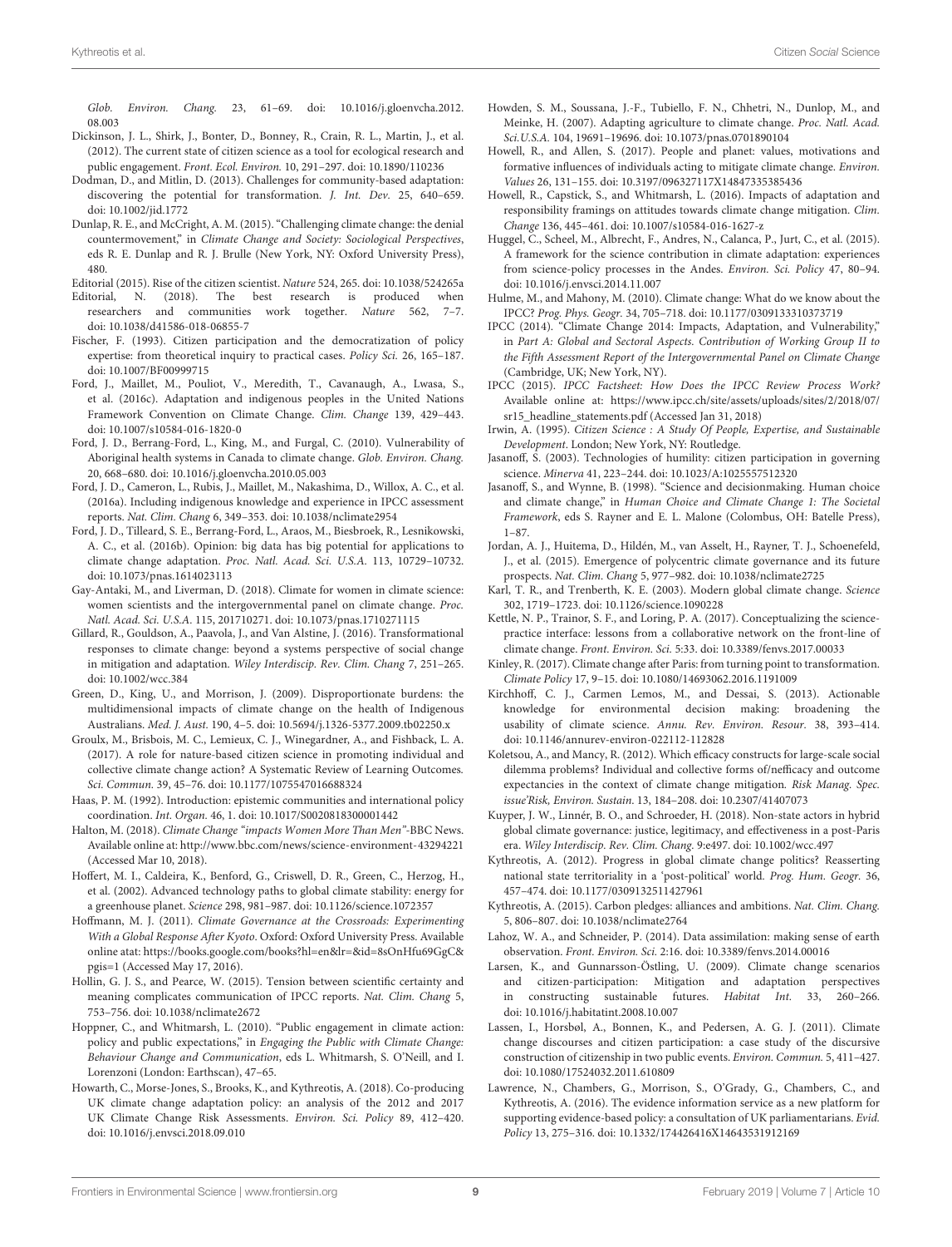Glob. Environ. Chang. 23, 61–69. doi: 10.1016/j.gloenvcha.2012.08.003

Dickinson, J. L., Shirk, J., Bonter, D., Bonney, R., Crain, R. L., Martin, J., et al. (2012). The current state of citizen science as a tool for ecological research and public engagement. *Front. Ecol. Environ.* 10, 291–297. doi: 10.1890/110236

Dodman, D., and Mitlin, D. (2013). Challenges for community-based adaptation: discovering the potential for transformation. *J. Int. Dev.* 25, 640–659. doi: 10.1002/jid.1772

Dunlap, R. E., and McCright, A. M. (2015). "Challenging climate change: the denial countermovement," in *Climate Change and Society: Sociological Perspectives*, eds R. E. Dunlap and R. J. Brulle (New York, NY: Oxford University Press), 480.

Editorial (2015). Rise of the citizen scientist. *Nature* 524, 265. doi: 10.1038/524265a

Editorial, N. (2018). The best research is produced when researchers and communities work together. *Nature* 562, 7–7. doi: 10.1038/d41586-018-06855-7

Fischer, F. (1993). Citizen participation and the democratization of policy expertise: from theoretical inquiry to practical cases. *Policy Sci.* 26, 165–187. doi: 10.1007/BF00999715

Ford, J., Maillet, M., Pouliot, V., Meredith, T., Cavanaugh, A., Lwasa, S., et al. (2016c). Adaptation and indigenous peoples in the United Nations Framework Convention on Climate Change. *Clim. Change* 139, 429–443. doi: 10.1007/s10584-016-1820-0

Ford, J. D., Berrang-Ford, L., King, M., and Furgal, C. (2010). Vulnerability of Aboriginal health systems in Canada to climate change. *Glob. Environ. Chang.* 20, 668–680. doi: 10.1016/j.gloenvcha.2010.05.003

Ford, J. D., Cameron, L., Rubis, J., Maillet, M., Nakashima, D., Willox, A. C., et al. (2016a). Including indigenous knowledge and experience in IPCC assessment reports. *Nat. Clim. Chang* 6, 349–353. doi: 10.1038/nclimate2954

Ford, J. D., Tilleard, S. E., Berrang-Ford, L., Araos, M., Biesbroek, R., Lesnikowski, A. C., et al. (2016b). Opinion: big data has big potential for applications to climate change adaptation. *Proc. Natl. Acad. Sci. U.S.A.* 113, 10729–10732. doi: 10.1073/pnas.1614023113

Gay-Antaki, M., and Liverman, D. (2018). Climate for women in climate science: women scientists and the intergovernmental panel on climate change. *Proc. Natl. Acad. Sci. U.S.A.* 115, 201710271. doi: 10.1073/pnas.1710271115

Gillard, R., Gouldson, A., Paavola, J., and Van Alstine, J. (2016). Transformational responses to climate change: beyond a systems perspective of social change in mitigation and adaptation. *Wiley Interdiscip. Rev. Clim. Chang* 7, 251–265. doi: 10.1002/wcc.384

Green, D., King, U., and Morrison, J. (2009). Disproportionate burdens: the multidimensional impacts of climate change on the health of Indigenous Australians. *Med. J. Aust.* 190, 4–5. doi: 10.5694/j.1326-5377.2009.tb02250.x

Groulx, M., Brisbois, M. C., Lemieux, C. J., Winegardner, A., and Fishback, L. A. (2017). A role for nature-based citizen science in promoting individual and collective climate change action? A Systematic Review of Learning Outcomes. *Sci. Commun.* 39, 45–76. doi: 10.1177/1075547016688324

Haas, P. M. (1992). Introduction: epistemic communities and international policy coordination. *Int. Organ.* 46, 1. doi: 10.1017/S0020818300001442

Halton, M. (2018). *Climate Change "impacts Women More Than Men"*-BBC News. Available online at: http://www.bbc.com/news/science-environment-43294221 (Accessed Mar 10, 2018).

Hoffert, M. I., Caldeira, K., Benford, G., Criswell, D. R., Green, C., Herzog, H., et al. (2002). Advanced technology paths to global climate stability: energy for a greenhouse planet. *Science* 298, 981–987. doi: 10.1126/science.1072357

Hoffmann, M. J. (2011). *Climate Governance at the Crossroads: Experimenting With a Global Response After Kyoto*. Oxford: Oxford University Press. Available online atat: https://books.google.com/books?hl=en&lr=&id=8sOnHfu69GgC&pgis=1 (Accessed May 17, 2016).

Hollin, G. J. S., and Pearce, W. (2015). Tension between scientific certainty and meaning complicates communication of IPCC reports. *Nat. Clim. Chang* 5, 753–756. doi: 10.1038/nclimate2672

Hoppner, C., and Whitmarsh, L. (2010). "Public engagement in climate action: policy and public expectations," in *Engaging the Public with Climate Change: Behaviour Change and Communication*, eds L. Whitmarsh, S. O'Neill, and I. Lorenzoni (London: Earthscan), 47–65.

Howarth, C., Morse-Jones, S., Brooks, K., and Kythreotis, A. (2018). Co-producing UK climate change adaptation policy: an analysis of the 2012 and 2017 UK Climate Change Risk Assessments. *Environ. Sci. Policy* 89, 412–420. doi: 10.1016/j.envsci.2018.09.010

Howden, S. M., Soussana, J.-F., Tubiello, F. N., Chhetri, N., Dunlop, M., and Meinke, H. (2007). Adapting agriculture to climate change. *Proc. Natl. Acad. Sci.U.S.A.* 104, 19691–19696. doi: 10.1073/pnas.0701890104

Howell, R., and Allen, S. (2017). People and planet: values, motivations and formative influences of individuals acting to mitigate climate change. *Environ. Values* 26, 131–155. doi: 10.3197/096327117X14847335385436

Howell, R., Capstick, S., and Whitmarsh, L. (2016). Impacts of adaptation and responsibility framings on attitudes towards climate change mitigation. *Clim. Change* 136, 445–461. doi: 10.1007/s10584-016-1627-z

Huggel, C., Scheel, M., Albrecht, F., Andres, N., Calanca, P., Jurt, C., et al. (2015). A framework for the science contribution in climate adaptation: experiences from science-policy processes in the Andes. *Environ. Sci. Policy* 47, 80–94. doi: 10.1016/j.envsci.2014.11.007

Hulme, M., and Mahony, M. (2010). Climate change: What do we know about the IPCC? *Prog. Phys. Geogr.* 34, 705–718. doi: 10.1177/0309133310373719

IPCC (2014). "Climate Change 2014: Impacts, Adaptation, and Vulnerability," in *Part A: Global and Sectoral Aspects. Contribution of Working Group II to the Fifth Assessment Report of the Intergovernmental Panel on Climate Change* (Cambridge, UK; New York, NY).

IPCC (2015). *IPCC Factsheet: How Does the IPCC Review Process Work?* Available online at: https://www.ipcc.ch/site/assets/uploads/sites/2/2018/07/sr15_headline_statements.pdf (Accessed Jan 31, 2018)

Irwin, A. (1995). *Citizen Science : A Study Of People, Expertise, and Sustainable Development*. London; New York, NY: Routledge.

Jasanoff, S. (2003). Technologies of humility: citizen participation in governing science. *Minerva* 41, 223–244. doi: 10.1023/A:1025557512320

Jasanoff, S., and Wynne, B. (1998). "Science and decisionmaking. Human choice and climate change," in *Human Choice and Climate Change 1: The Societal Framework*, eds S. Rayner and E. L. Malone (Colombus, OH: Batelle Press), 1–87.

Jordan, A. J., Huitema, D., Hildén, M., van Asselt, H., Rayner, T. J., Schoenefeld, J., et al. (2015). Emergence of polycentric climate governance and its future prospects. *Nat. Clim. Chang* 5, 977–982. doi: 10.1038/nclimate2725

Karl, T. R., and Trenberth, K. E. (2003). Modern global climate change. *Science* 302, 1719–1723. doi: 10.1126/science.1090228

Kettle, N. P., Trainor, S. F., and Loring, P. A. (2017). Conceptualizing the science-practice interface: lessons from a collaborative network on the front-line of climate change. *Front. Environ. Sci.* 5:33. doi: 10.3389/fenvs.2017.00033

Kinley, R. (2017). Climate change after Paris: from turning point to transformation. *Climate Policy* 17, 9–15. doi: 10.1080/14693062.2016.1191009

Kirchhoff, C. J., Carmen Lemos, M., and Dessai, S. (2013). Actionable knowledge for environmental decision making: broadening the usability of climate science. *Annu. Rev. Environ. Resour.* 38, 393–414. doi: 10.1146/annurev-environ-022112-112828

Koletsou, A., and Mancy, R. (2012). Which efficacy constructs for large-scale social dilemma problems? Individual and collective forms of/nefficacy and outcome expectancies in the context of climate change mitigation. *Risk Manag. Spec. issue'Risk, Environ. Sustain.* 13, 184–208. doi: 10.2307/41407073

Kuyper, J. W., Linnér, B. O., and Schroeder, H. (2018). Non-state actors in hybrid global climate governance: justice, legitimacy, and effectiveness in a post-Paris era. *Wiley Interdiscip. Rev. Clim. Chang.* 9:e497. doi: 10.1002/wcc.497

Kythreotis, A. (2012). Progress in global climate change politics? Reasserting national state territoriality in a 'post-political' world. *Prog. Hum. Geogr.* 36, 457–474. doi: 10.1177/0309132511427961

Kythreotis, A. (2015). Carbon pledges: alliances and ambitions. *Nat. Clim. Chang.* 5, 806–807. doi: 10.1038/nclimate2764

Lahoz, W. A., and Schneider, P. (2014). Data assimilation: making sense of earth observation. *Front. Environ. Sci.* 2:16. doi: 10.3389/fenvs.2014.00016

Larsen, K., and Gunnarsson-Östling, U. (2009). Climate change scenarios and citizen-participation: Mitigation and adaptation perspectives in constructing sustainable futures. *Habitat Int.* 33, 260–266. doi: 10.1016/j.habitatint.2008.10.007

Lassen, I., Horsbøl, A., Bonnen, K., and Pedersen, A. G. J. (2011). Climate change discourses and citizen participation: a case study of the discursive construction of citizenship in two public events. *Environ. Commun.* 5, 411–427. doi: 10.1080/17524032.2011.610809

Lawrence, N., Chambers, G., Morrison, S., O'Grady, G., Chambers, C., and Kythreotis, A. (2016). The evidence information service as a new platform for supporting evidence-based policy: a consultation of UK parliamentarians. *Evid. Policy* 13, 275–316. doi: 10.1332/174426416X14643531912169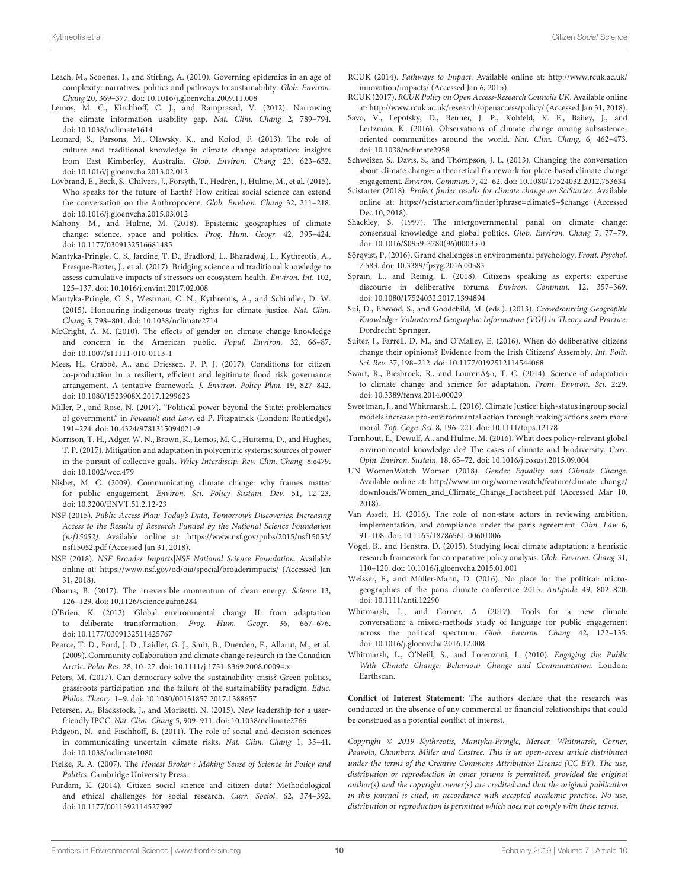Leach, M., Scoones, I., and Stirling, A. (2010). Governing epidemics in an age of complexity: narratives, politics and pathways to sustainability. *Glob. Environ. Chang* 20, 369–377. doi: 10.1016/j.gloenvcha.2009.11.008

Lemos, M. C., Kirchhoff, C. J., and Ramprasad, V. (2012). Narrowing the climate information usability gap. *Nat. Clim. Chang* 2, 789–794. doi: 10.1038/nclimate1614

Leonard, S., Parsons, M., Olawsky, K., and Kofod, F. (2013). The role of culture and traditional knowledge in climate change adaptation: insights from East Kimberley, Australia. *Glob. Environ. Chang* 23, 623–632. doi: 10.1016/j.gloenvcha.2013.02.012

Lövbrand, E., Beck, S., Chilvers, J., Forsyth, T., Hedrén, J., Hulme, M., et al. (2015). Who speaks for the future of Earth? How critical social science can extend the conversation on the Anthropocene. *Glob. Environ. Chang* 32, 211–218. doi: 10.1016/j.gloenvcha.2015.03.012

Mahony, M., and Hulme, M. (2018). Epistemic geographies of climate change: science, space and politics. *Prog. Hum. Geogr.* 42, 395–424. doi: 10.1177/0309132516681485

Mantyka-Pringle, C. S., Jardine, T. D., Bradford, L., Bharadwaj, L., Kythreotis, A., Fresque-Baxter, J., et al. (2017). Bridging science and traditional knowledge to assess cumulative impacts of stressors on ecosystem health. *Environ. Int.* 102, 125–137. doi: 10.1016/j.envint.2017.02.008

Mantyka-Pringle, C. S., Westman, C. N., Kythreotis, A., and Schindler, D. W. (2015). Honouring indigenous treaty rights for climate justice. *Nat. Clim. Chang* 5, 798–801. doi: 10.1038/nclimate2714

McCright, A. M. (2010). The effects of gender on climate change knowledge and concern in the American public. *Popul. Environ.* 32, 66–87. doi: 10.1007/s11111-010-0113-1

Mees, H., Crabbé, A., and Driessen, P. P. J. (2017). Conditions for citizen co-production in a resilient, efficient and legitimate flood risk governance arrangement. A tentative framework. *J. Environ. Policy Plan.* 19, 827–842. doi: 10.1080/1523908X.2017.1299623

Miller, P., and Rose, N. (2017). "Political power beyond the State: problematics of government," in *Foucault and Law*, ed P. Fitzpatrick (London: Routledge), 191–224. doi: 10.4324/9781315094021-9

Morrison, T. H., Adger, W. N., Brown, K., Lemos, M. C., Huitema, D., and Hughes, T. P. (2017). Mitigation and adaptation in polycentric systems: sources of power in the pursuit of collective goals. *Wiley Interdiscip. Rev. Clim. Chang.* 8:e479. doi: 10.1002/wcc.479

Nisbet, M. C. (2009). Communicating climate change: why frames matter for public engagement. *Environ. Sci. Policy Sustain. Dev.* 51, 12–23. doi: 10.3200/ENVT.51.2.12-23

NSF (2015). *Public Access Plan: Today's Data, Tomorrow's Discoveries: Increasing Access to the Results of Research Funded by the National Science Foundation (nsf15052).* Available online at: https://www.nsf.gov/pubs/2015/nsf15052/nsf15052.pdf (Accessed Jan 31, 2018).

NSF (2018). *NSF Broader Impacts|NSF National Science Foundation.* Available online at: https://www.nsf.gov/od/oia/special/broaderimpacts/ (Accessed Jan 31, 2018).

Obama, B. (2017). The irreversible momentum of clean energy. *Science* 13, 126–129. doi: 10.1126/science.aam6284

O'Brien, K. (2012). Global environmental change II: from adaptation to deliberate transformation. *Prog. Hum. Geogr.* 36, 667–676. doi: 10.1177/0309132511425767

Pearce, T. D., Ford, J. D., Laidler, G. J., Smit, B., Duerden, F., Allarut, M., et al. (2009). Community collaboration and climate change research in the Canadian Arctic. *Polar Res.* 28, 10–27. doi: 10.1111/j.1751-8369.2008.00094.x

Peters, M. (2017). Can democracy solve the sustainability crisis? Green politics, grassroots participation and the failure of the sustainability paradigm. *Educ. Philos. Theory.* 1–9. doi: 10.1080/00131857.2017.1388657

Petersen, A., Blackstock, J., and Morisetti, N. (2015). New leadership for a user-friendly IPCC. *Nat. Clim. Chang* 5, 909–911. doi: 10.1038/nclimate2766

Pidgeon, N., and Fischhoff, B. (2011). The role of social and decision sciences in communicating uncertain climate risks. *Nat. Clim. Chang* 1, 35–41. doi: 10.1038/nclimate1080

Pielke, R. A. (2007). The *Honest Broker : Making Sense of Science in Policy and Politics.* Cambridge University Press.

Purdam, K. (2014). Citizen social science and citizen data? Methodological and ethical challenges for social research. *Curr. Sociol.* 62, 374–392. doi: 10.1177/0011392114527997

RCUK (2014). *Pathways to Impact.* Available online at: http://www.rcuk.ac.uk/innovation/impacts/ (Accessed Jan 6, 2015).

RCUK (2017). *RCUK Policy on Open Access-Research Councils UK.* Available online at: http://www.rcuk.ac.uk/research/openaccess/policy/ (Accessed Jan 31, 2018).

Savo, V., Lepofsky, D., Benner, J. P., Kohfeld, K. E., Bailey, J., and Lertzman, K. (2016). Observations of climate change among subsistence-oriented communities around the world. *Nat. Clim. Chang.* 6, 462–473. doi: 10.1038/nclimate2958

Schweizer, S., Davis, S., and Thompson, J. L. (2013). Changing the conversation about climate change: a theoretical framework for place-based climate change engagement. *Environ. Commun.* 7, 42–62. doi: 10.1080/17524032.2012.753634

Scistarter (2018). *Project finder results for climate change on SciStarter.* Available online at: https://scistarter.com/finder?phrase=climate$+$change (Accessed Dec 10, 2018).

Shackley, S. (1997). The intergovernmental panel on climate change: consensual knowledge and global politics. *Glob. Environ. Chang* 7, 77–79. doi: 10.1016/S0959-3780(96)00035-0

Sörqvist, P. (2016). Grand challenges in environmental psychology. *Front. Psychol.* 7:583. doi: 10.3389/fpsyg.2016.00583

Sprain, L., and Reinig, L. (2018). Citizens speaking as experts: expertise discourse in deliberative forums. *Environ. Commun.* 12, 357–369. doi: 10.1080/17524032.2017.1394894

Sui, D., Elwood, S., and Goodchild, M. (eds.). (2013). *Crowdsourcing Geographic Knowledge: Volunteered Geographic Information (VGI) in Theory and Practice.* Dordrecht: Springer.

Suiter, J., Farrell, D. M., and O'Malley, E. (2016). When do deliberative citizens change their opinions? Evidence from the Irish Citizens' Assembly. *Int. Polit. Sci. Rev.* 37, 198–212. doi: 10.1177/0192512114544068

Swart, R., Biesbroek, R., and LourenÃ§o, T. C. (2014). Science of adaptation to climate change and science for adaptation. *Front. Environ. Sci.* 2:29. doi: 10.3389/fenvs.2014.00029

Sweetman, J., and Whitmarsh, L. (2016). Climate Justice: high-status ingroup social models increase pro-environmental action through making actions seem more moral. *Top. Cogn. Sci.* 8, 196–221. doi: 10.1111/tops.12178

Turnhout, E., Dewulf, A., and Hulme, M. (2016). What does policy-relevant global environmental knowledge do? The cases of climate and biodiversity. *Curr. Opin. Environ. Sustain.* 18, 65–72. doi: 10.1016/j.cosust.2015.09.004

UN WomenWatch Women (2018). *Gender Equality and Climate Change.* Available online at: http://www.un.org/womenwatch/feature/climate_change/downloads/Women_and_Climate_Change_Factsheet.pdf (Accessed Mar 10, 2018).

Van Asselt, H. (2016). The role of non-state actors in reviewing ambition, implementation, and compliance under the paris agreement. *Clim. Law* 6, 91–108. doi: 10.1163/18786561-00601006

Vogel, B., and Henstra, D. (2015). Studying local climate adaptation: a heuristic research framework for comparative policy analysis. *Glob. Environ. Chang* 31, 110–120. doi: 10.1016/j.gloenvcha.2015.01.001

Weisser, F., and Müller-Mahn, D. (2016). No place for the political: micro-geographies of the paris climate conference 2015. *Antipode* 49, 802–820. doi: 10.1111/anti.12290

Whitmarsh, L., and Corner, A. (2017). Tools for a new climate conversation: a mixed-methods study of language for public engagement across the political spectrum. *Glob. Environ. Chang* 42, 122–135. doi: 10.1016/j.gloenvcha.2016.12.008

Whitmarsh, L., O'Neill, S., and Lorenzoni, I. (2010). *Engaging the Public With Climate Change: Behaviour Change and Communication.* London: Earthscan.

**Conflict of Interest Statement:** The authors declare that the research was conducted in the absence of any commercial or financial relationships that could be construed as a potential conflict of interest.

*Copyright © 2019 Kythreotis, Mantyka-Pringle, Mercer, Whitmarsh, Corner, Paavola, Chambers, Miller and Castree. This is an open-access article distributed under the terms of the Creative Commons Attribution License (CC BY). The use, distribution or reproduction in other forums is permitted, provided the original author(s) and the copyright owner(s) are credited and that the original publication in this journal is cited, in accordance with accepted academic practice. No use, distribution or reproduction is permitted which does not comply with these terms.*